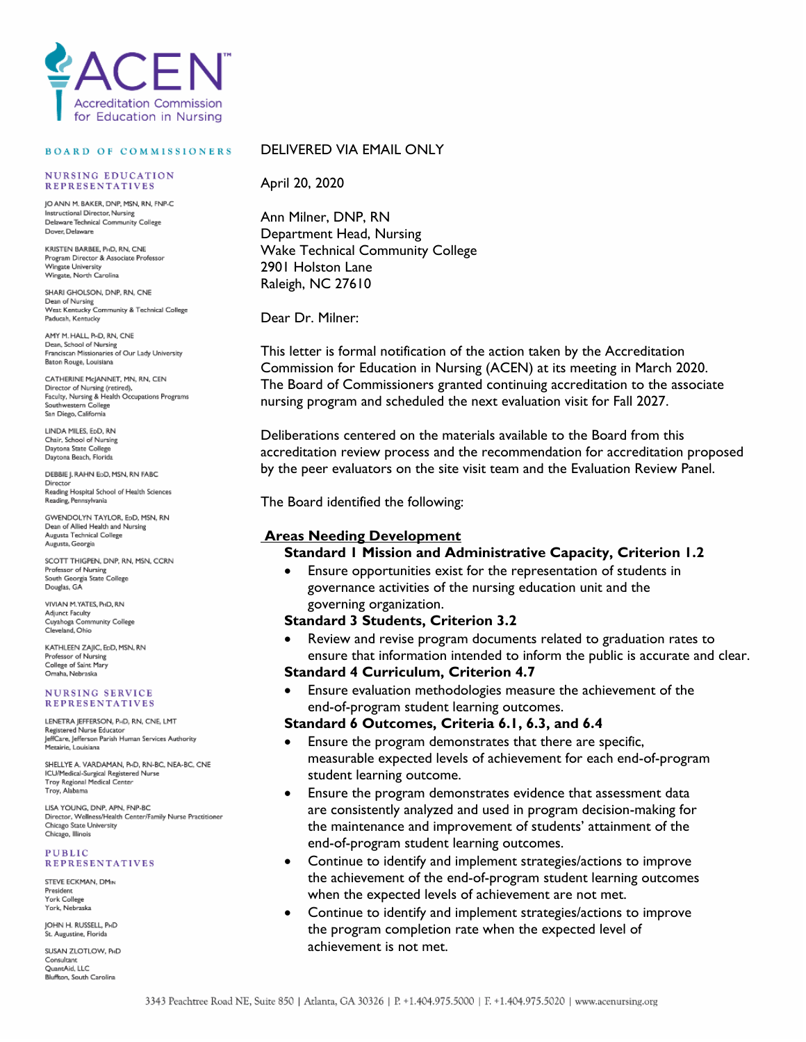ACEN
Accreditation Commission for Education in Nursing

**BOARD OF COMMISSIONERS**

**NURSING EDUCATION REPRESENTATIVES**

JO ANN M. BAKER, DNP, MSN, RN, FNP-C
Instructional Director, Nursing
Delaware Technical Community College
Dover, Delaware

KRISTEN BARBEE, PhD, RN, CNE
Program Director & Associate Professor
Wingate University
Wingate, North Carolina

SHARI GHOLSON, DNP, RN, CNE
Dean of Nursing
West Kentucky Community & Technical College
Paducah, Kentucky

AMY M. HALL, PhD, RN, CNE
Dean, School of Nursing
Franciscan Missionaries of Our Lady University
Baton Rouge, Louisiana

CATHERINE McJANNET, MN, RN, CEN
Director of Nursing (retired),
Faculty, Nursing & Health Occupations Programs
Southwestern College
San Diego, California

LINDA MILES, EdD, RN
Chair, School of Nursing
Daytona State College
Daytona Beach, Florida

DEBBIE J. RAHN EdD, MSN, RN FABC
Director
Reading Hospital School of Health Sciences
Reading, Pennsylvania

GWENDOLYN TAYLOR, EdD, MSN, RN
Dean of Allied Health and Nursing
Augusta Technical College
Augusta, Georgia

SCOTT THIGPEN, DNP, RN, MSN, CCRN
Professor of Nursing
South Georgia State College
Douglas, GA

VIVIAN M. YATES, PhD, RN
Adjunct Faculty
Cuyahoga Community College
Cleveland, Ohio

KATHLEEN ZAJIC, EdD, MSN, RN
Professor of Nursing
College of Saint Mary
Omaha, Nebraska

**NURSING SERVICE REPRESENTATIVES**

LENETRA JEFFERSON, PhD, RN, CNE, LMT
Registered Nurse Educator
JeffCare, Jefferson Parish Human Services Authority
Metairie, Louisiana

SHELLYE A. VARDAMAN, PhD, RN-BC, NEA-BC, CNE
ICU/Medical-Surgical Registered Nurse
Troy Regional Medical Center
Troy, Alabama

LISA YOUNG, DNP, APN, FNP-BC
Director, Wellness/Health Center/Family Nurse Practitioner
Chicago State University
Chicago, Illinois

**PUBLIC REPRESENTATIVES**

STEVE ECKMAN, DMin
President
York College
York, Nebraska

JOHN H. RUSSELL, PhD
St. Augustine, Florida

SUSAN ZLOTLOW, PhD
Consultant
QuantAid, LLC
Bluffton, South Carolina

DELIVERED VIA EMAIL ONLY

April 20, 2020

Ann Milner, DNP, RN
Department Head, Nursing
Wake Technical Community College
2901 Holston Lane
Raleigh, NC 27610

Dear Dr. Milner:

This letter is formal notification of the action taken by the Accreditation Commission for Education in Nursing (ACEN) at its meeting in March 2020. The Board of Commissioners granted continuing accreditation to the associate nursing program and scheduled the next evaluation visit for Fall 2027.

Deliberations centered on the materials available to the Board from this accreditation review process and the recommendation for accreditation proposed by the peer evaluators on the site visit team and the Evaluation Review Panel.

The Board identified the following:

**Areas Needing Development**

**Standard 1 Mission and Administrative Capacity, Criterion 1.2**

- Ensure opportunities exist for the representation of students in governance activities of the nursing education unit and the governing organization.

**Standard 3 Students, Criterion 3.2**

- Review and revise program documents related to graduation rates to ensure that information intended to inform the public is accurate and clear.

**Standard 4 Curriculum, Criterion 4.7**

- Ensure evaluation methodologies measure the achievement of the end-of-program student learning outcomes.

**Standard 6 Outcomes, Criteria 6.1, 6.3, and 6.4**

- Ensure the program demonstrates that there are specific, measurable expected levels of achievement for each end-of-program student learning outcome.
- Ensure the program demonstrates evidence that assessment data are consistently analyzed and used in program decision-making for the maintenance and improvement of students' attainment of the end-of-program student learning outcomes.
- Continue to identify and implement strategies/actions to improve the achievement of the end-of-program student learning outcomes when the expected levels of achievement are not met.
- Continue to identify and implement strategies/actions to improve the program completion rate when the expected level of achievement is not met.

3343 Peachtree Road NE, Suite 850 | Atlanta, GA 30326 | P. +1.404.975.5000 | F. +1.404.975.5020 | www.acenursing.org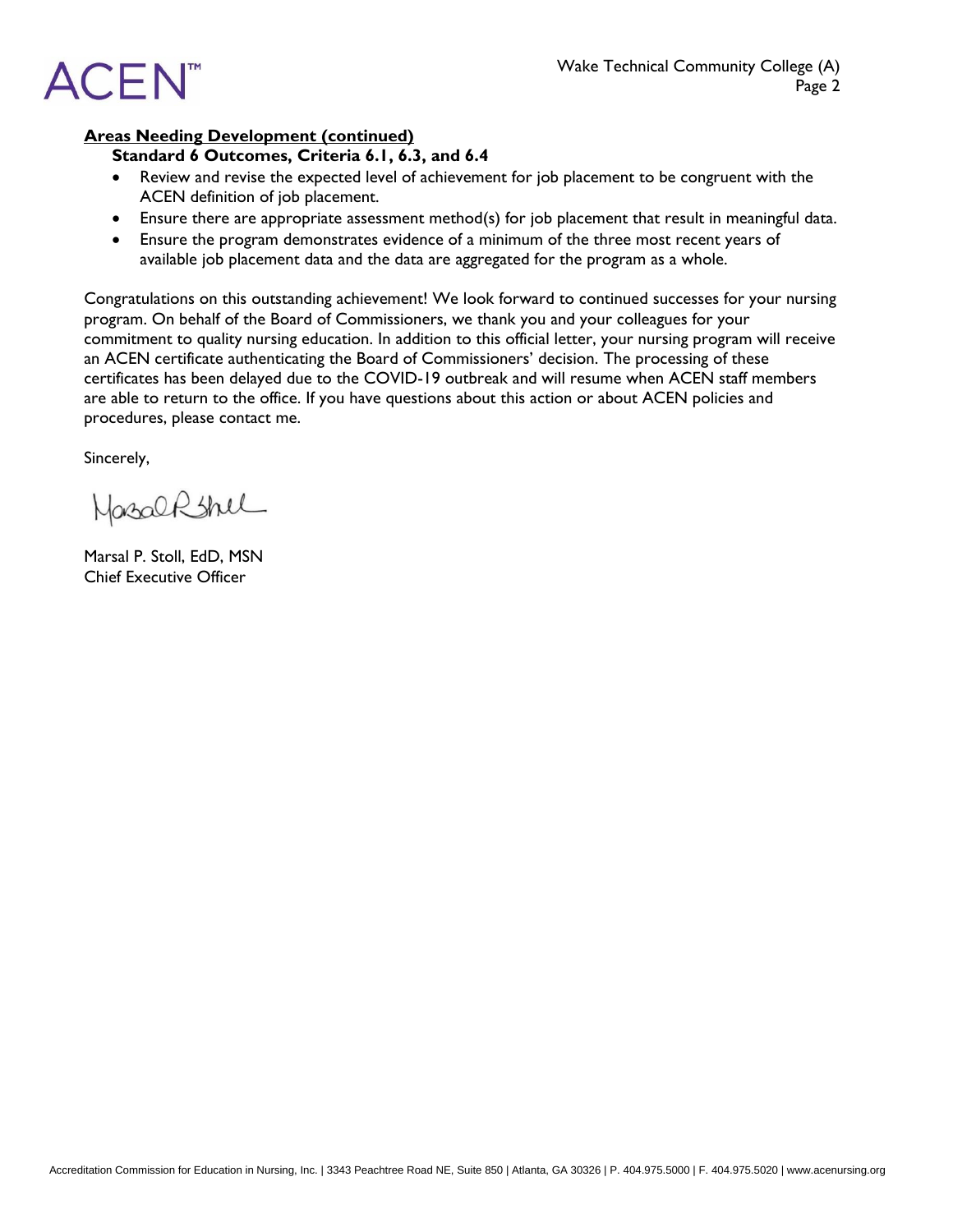**Areas Needing Development (continued)**

**Standard 6 Outcomes, Criteria 6.1, 6.3, and 6.4**

- Review and revise the expected level of achievement for job placement to be congruent with the ACEN definition of job placement.
- Ensure there are appropriate assessment method(s) for job placement that result in meaningful data.
- Ensure the program demonstrates evidence of a minimum of the three most recent years of available job placement data and the data are aggregated for the program as a whole.

Congratulations on this outstanding achievement! We look forward to continued successes for your nursing program. On behalf of the Board of Commissioners, we thank you and your colleagues for your commitment to quality nursing education. In addition to this official letter, your nursing program will receive an ACEN certificate authenticating the Board of Commissioners' decision. The processing of these certificates has been delayed due to the COVID-19 outbreak and will resume when ACEN staff members are able to return to the office. If you have questions about this action or about ACEN policies and procedures, please contact me.

Sincerely,

Marsal P. Stoll, EdD, MSN
Chief Executive Officer